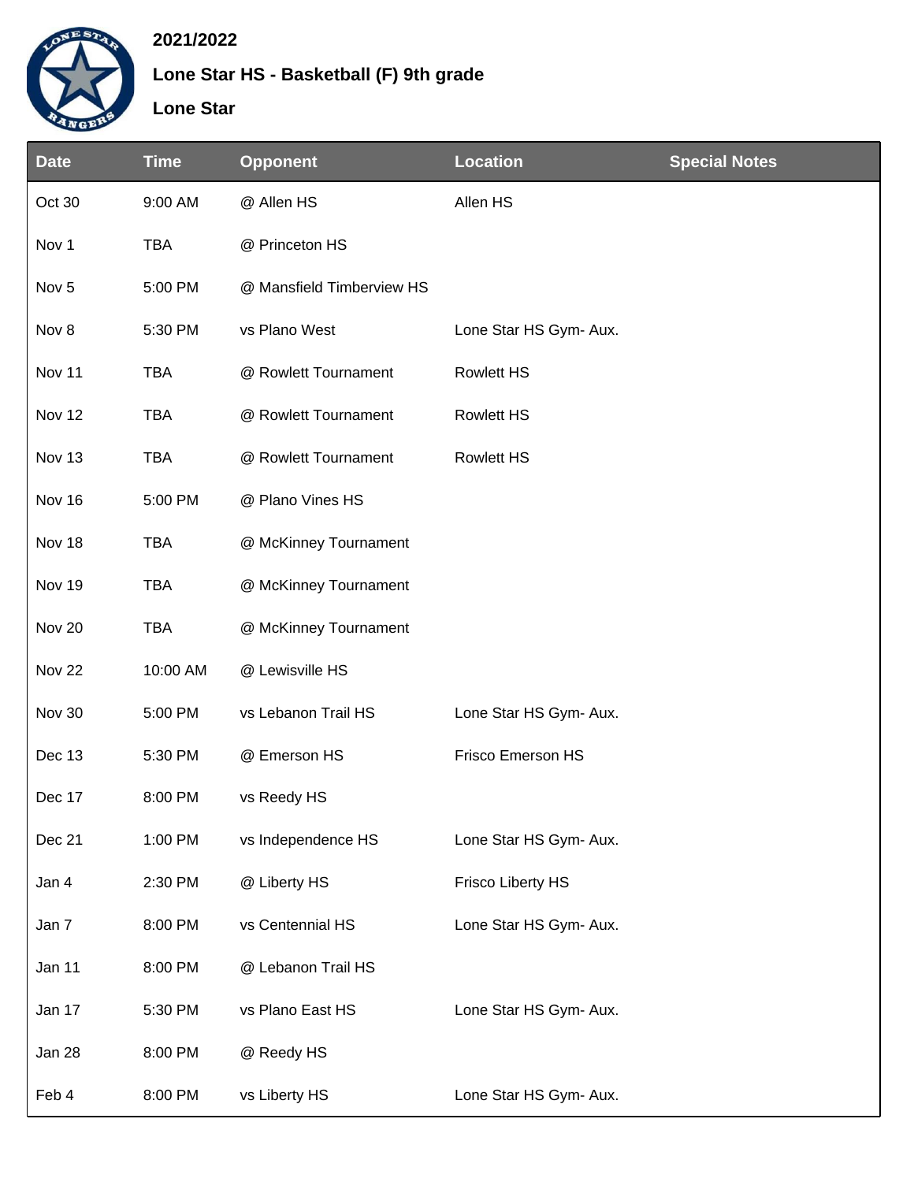**2021/2022**

**Lone Star HS - Basketball (F) 9th grade**

**Lone Star**

| Date | Time | Opponent | Location | Special Notes |
|---|---|---|---|---|
| Oct 30 | 9:00 AM | @ Allen HS | Allen HS | |
| Nov 1 | TBA | @ Princeton HS | | |
| Nov 5 | 5:00 PM | @ Mansfield Timberview HS | | |
| Nov 8 | 5:30 PM | vs Plano West | Lone Star HS Gym- Aux. | |
| Nov 11 | TBA | @ Rowlett Tournament | Rowlett HS | |
| Nov 12 | TBA | @ Rowlett Tournament | Rowlett HS | |
| Nov 13 | TBA | @ Rowlett Tournament | Rowlett HS | |
| Nov 16 | 5:00 PM | @ Plano Vines HS | | |
| Nov 18 | TBA | @ McKinney Tournament | | |
| Nov 19 | TBA | @ McKinney Tournament | | |
| Nov 20 | TBA | @ McKinney Tournament | | |
| Nov 22 | 10:00 AM | @ Lewisville HS | | |
| Nov 30 | 5:00 PM | vs Lebanon Trail HS | Lone Star HS Gym- Aux. | |
| Dec 13 | 5:30 PM | @ Emerson HS | Frisco Emerson HS | |
| Dec 17 | 8:00 PM | vs Reedy HS | | |
| Dec 21 | 1:00 PM | vs Independence HS | Lone Star HS Gym- Aux. | |
| Jan 4 | 2:30 PM | @ Liberty HS | Frisco Liberty HS | |
| Jan 7 | 8:00 PM | vs Centennial HS | Lone Star HS Gym- Aux. | |
| Jan 11 | 8:00 PM | @ Lebanon Trail HS | | |
| Jan 17 | 5:30 PM | vs Plano East HS | Lone Star HS Gym- Aux. | |
| Jan 28 | 8:00 PM | @ Reedy HS | | |
| Feb 4 | 8:00 PM | vs Liberty HS | Lone Star HS Gym- Aux. | |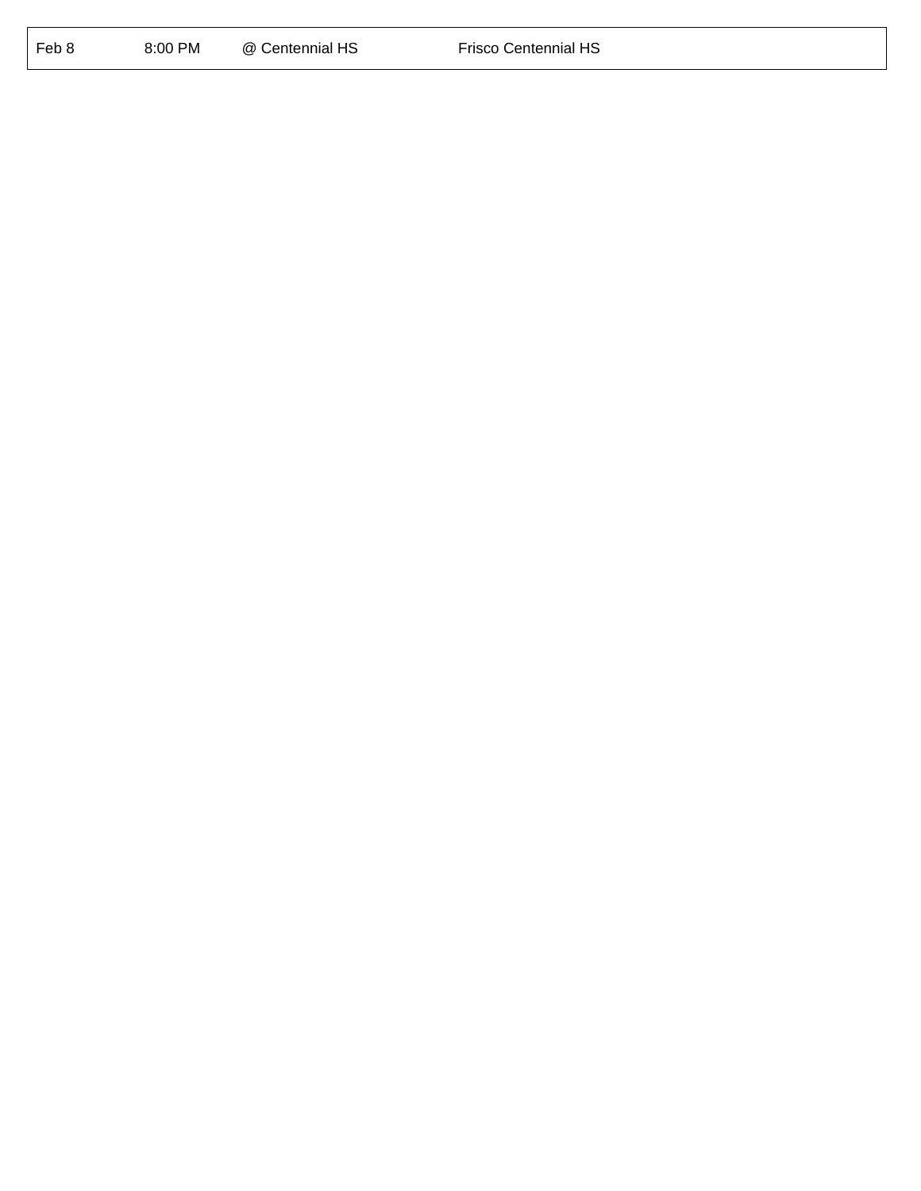| | | | |
|---|---|---|---|
| Feb 8 | 8:00 PM | @ Centennial HS | Frisco Centennial HS |